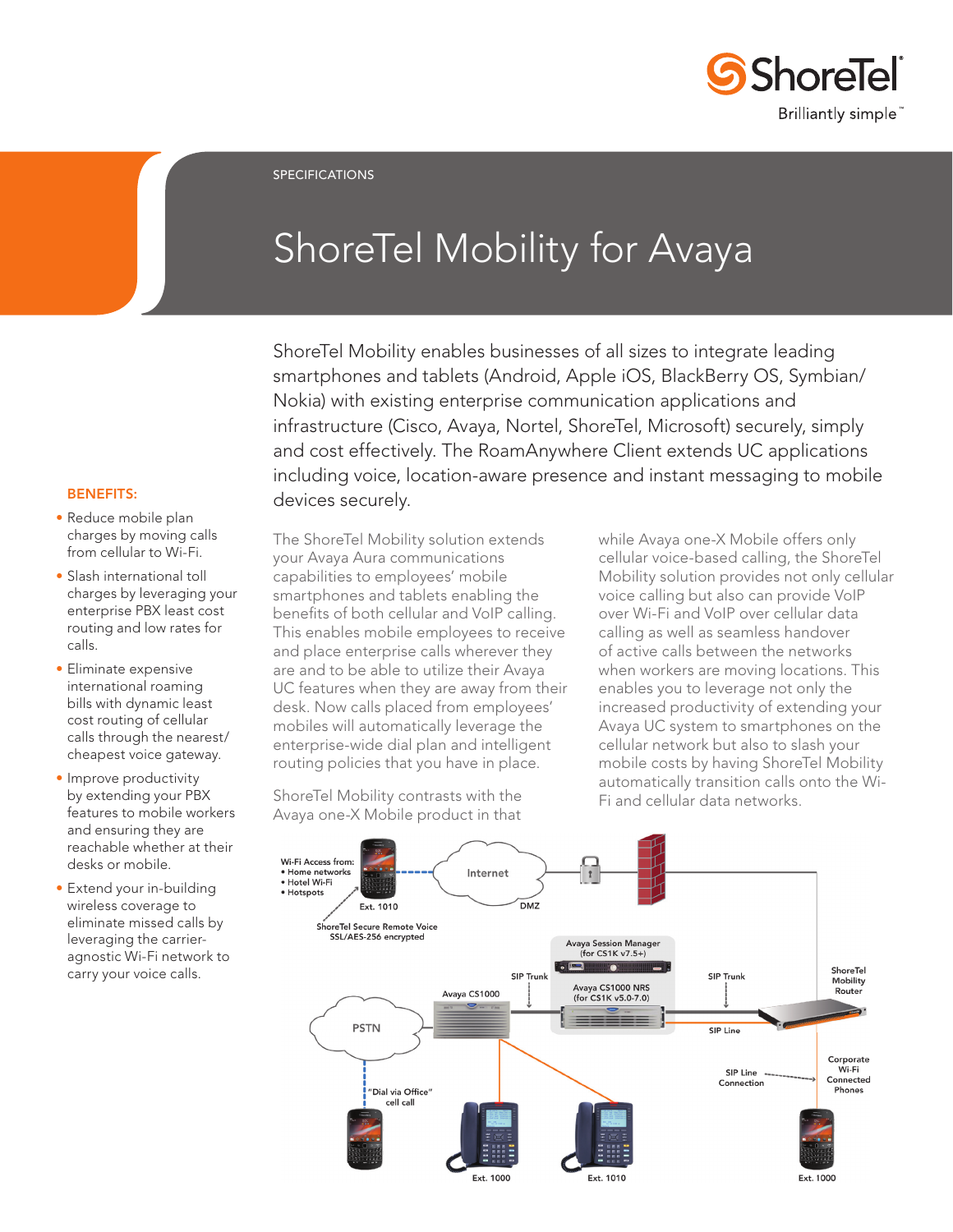SPECIFICATIONS

# ShoreTel Mobility for Avaya

ShoreTel Mobility enables businesses of all sizes to integrate leading smartphones and tablets (Android, Apple iOS, BlackBerry OS, Symbian/Nokia) with existing enterprise communication applications and infrastructure (Cisco, Avaya, Nortel, ShoreTel, Microsoft) securely, simply and cost effectively. The RoamAnywhere Client extends UC applications including voice, location-aware presence and instant messaging to mobile devices securely.

The ShoreTel Mobility solution extends your Avaya Aura communications capabilities to employees' mobile smartphones and tablets enabling the benefits of both cellular and VoIP calling. This enables mobile employees to receive and place enterprise calls wherever they are and to be able to utilize their Avaya UC features when they are away from their desk. Now calls placed from employees' mobiles will automatically leverage the enterprise-wide dial plan and intelligent routing policies that you have in place.

ShoreTel Mobility contrasts with the Avaya one-X Mobile product in that while Avaya one-X Mobile offers only cellular voice-based calling, the ShoreTel Mobility solution provides not only cellular voice calling but also can provide VoIP over Wi-Fi and VoIP over cellular data calling as well as seamless handover of active calls between the networks when workers are moving locations. This enables you to leverage not only the increased productivity of extending your Avaya UC system to smartphones on the cellular network but also to slash your mobile costs by having ShoreTel Mobility automatically transition calls onto the Wi-Fi and cellular data networks.

### BENEFITS:

- Reduce mobile plan charges by moving calls from cellular to Wi-Fi.
- Slash international toll charges by leveraging your enterprise PBX least cost routing and low rates for calls.
- Eliminate expensive international roaming bills with dynamic least cost routing of cellular calls through the nearest/cheapest voice gateway.
- Improve productivity by extending your PBX features to mobile workers and ensuring they are reachable whether at their desks or mobile.
- Extend your in-building wireless coverage to eliminate missed calls by leveraging the carrier-agnostic Wi-Fi network to carry your voice calls.

Wi-Fi Access from:
- Home networks
- Hotel Wi-Fi
- Hotspots

Internet

DMZ

Ext. 1010

ShoreTel Secure Remote Voice SSL/AES-256 encrypted

Avaya Session Manager (for CS1K v7.5+)

SIP Trunk

Avaya CS1000

Avaya CS1000 NRS (for CS1K v5.0-7.0)

SIP Trunk

ShoreTel Mobility Router

PSTN

SIP Line

SIP Line Connection

Corporate Wi-Fi Connected Phones

"Dial via Office" cell call

Ext. 1000

Ext. 1010

Ext. 1000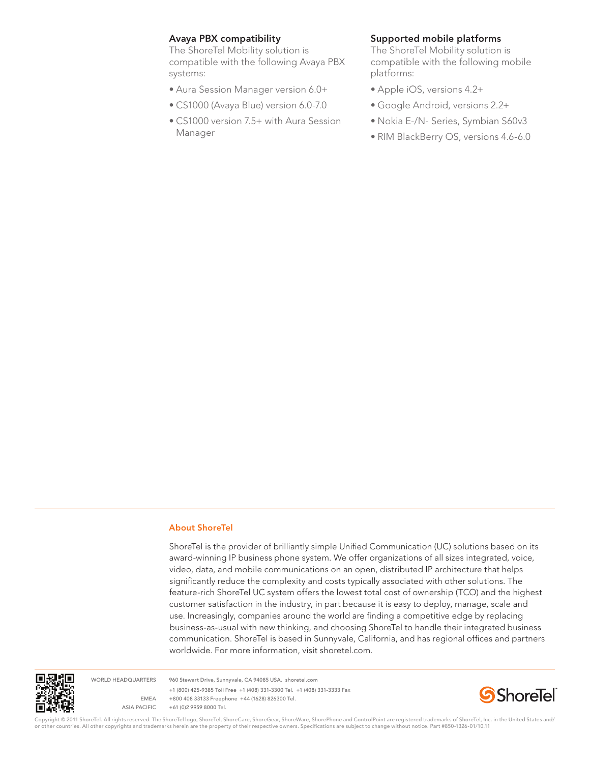## Avaya PBX compatibility

The ShoreTel Mobility solution is compatible with the following Avaya PBX systems:

- Aura Session Manager version 6.0+
- CS1000 (Avaya Blue) version 6.0-7.0
- CS1000 version 7.5+ with Aura Session Manager

## Supported mobile platforms

The ShoreTel Mobility solution is compatible with the following mobile platforms:

- Apple iOS, versions 4.2+
- Google Android, versions 2.2+
- Nokia E-/N- Series, Symbian S60v3
- RIM BlackBerry OS, versions 4.6-6.0

## About ShoreTel

ShoreTel is the provider of brilliantly simple Unified Communication (UC) solutions based on its award-winning IP business phone system. We offer organizations of all sizes integrated, voice, video, data, and mobile communications on an open, distributed IP architecture that helps significantly reduce the complexity and costs typically associated with other solutions. The feature-rich ShoreTel UC system offers the lowest total cost of ownership (TCO) and the highest customer satisfaction in the industry, in part because it is easy to deploy, manage, scale and use. Increasingly, companies around the world are finding a competitive edge by replacing business-as-usual with new thinking, and choosing ShoreTel to handle their integrated business communication. ShoreTel is based in Sunnyvale, California, and has regional offices and partners worldwide. For more information, visit shoretel.com.

WORLD HEADQUARTERS 960 Stewart Drive, Sunnyvale, CA 94085 USA. shoretel.com
+1 (800) 425-9385 Toll Free +1 (408) 331-3300 Tel. +1 (408) 331-3333 Fax

EMEA +800 408 33133 Freephone +44 (1628) 826300 Tel.

ASIA PACIFIC +61 (0)2 9959 8000 Tel.

ShoreTel

Copyright © 2011 ShoreTel. All rights reserved. The ShoreTel logo, ShoreTel, ShoreCare, ShoreGear, ShoreWare, ShorePhone and ControlPoint are registered trademarks of ShoreTel, Inc. in the United States and/or other countries. All other copyrights and trademarks herein are the property of their respective owners. Specifications are subject to change without notice. Part #850-1326-01/10.11